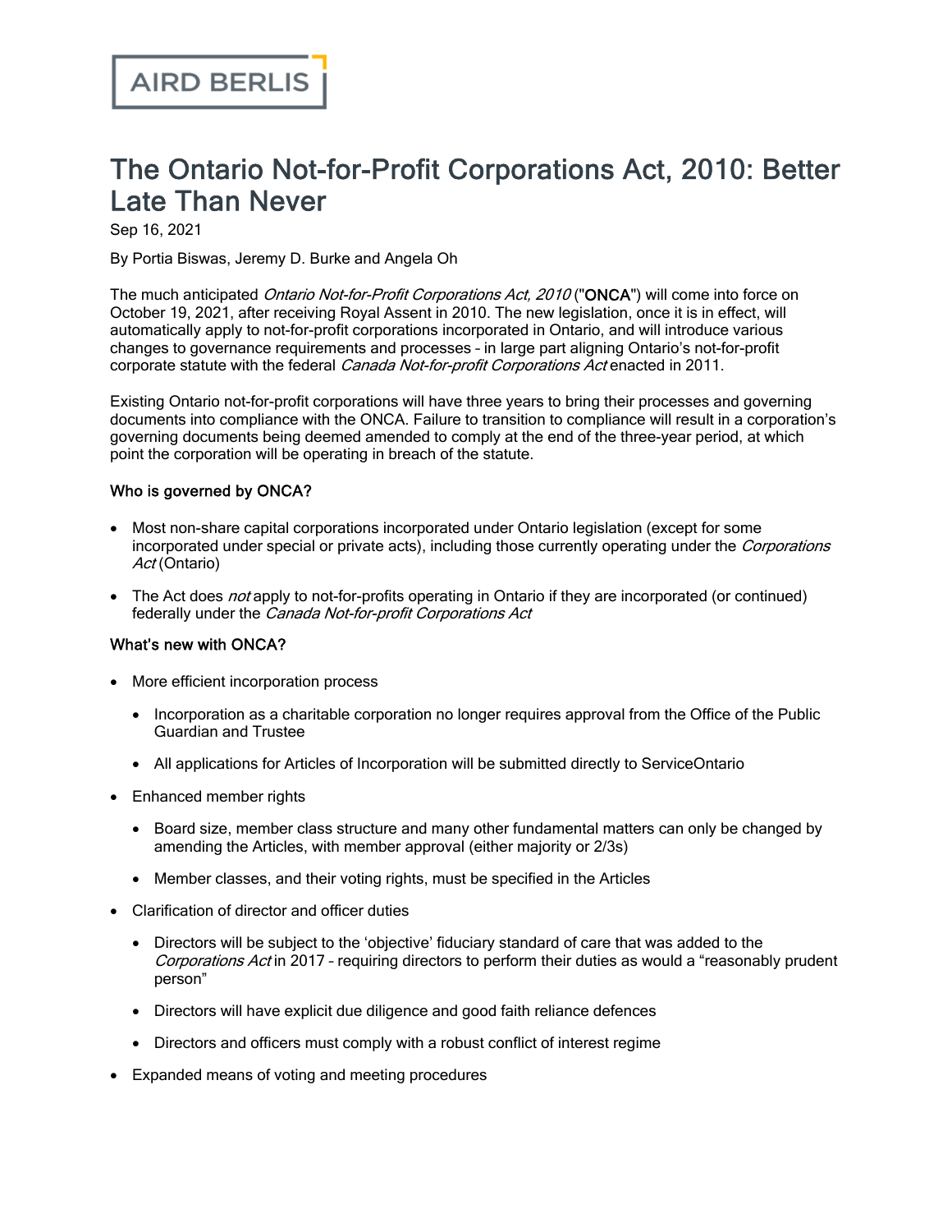AIRD BERLIS

# The Ontario Not-for-Profit Corporations Act, 2010: Better Late Than Never

Sep 16, 2021

By Portia Biswas, Jeremy D. Burke and Angela Oh

The much anticipated *Ontario Not-for-Profit Corporations Act, 2010* ("**ONCA**") will come into force on October 19, 2021, after receiving Royal Assent in 2010. The new legislation, once it is in effect, will automatically apply to not-for-profit corporations incorporated in Ontario, and will introduce various changes to governance requirements and processes – in large part aligning Ontario's not-for-profit corporate statute with the federal *Canada Not-for-profit Corporations Act* enacted in 2011.

Existing Ontario not-for-profit corporations will have three years to bring their processes and governing documents into compliance with the ONCA. Failure to transition to compliance will result in a corporation's governing documents being deemed amended to comply at the end of the three-year period, at which point the corporation will be operating in breach of the statute.

### Who is governed by ONCA?

- Most non-share capital corporations incorporated under Ontario legislation (except for some incorporated under special or private acts), including those currently operating under the *Corporations Act* (Ontario)
- The Act does *not* apply to not-for-profits operating in Ontario if they are incorporated (or continued) federally under the *Canada Not-for-profit Corporations Act*

### What's new with ONCA?

- More efficient incorporation process
  - Incorporation as a charitable corporation no longer requires approval from the Office of the Public Guardian and Trustee
  - All applications for Articles of Incorporation will be submitted directly to ServiceOntario
- Enhanced member rights
  - Board size, member class structure and many other fundamental matters can only be changed by amending the Articles, with member approval (either majority or 2/3s)
  - Member classes, and their voting rights, must be specified in the Articles
- Clarification of director and officer duties
  - Directors will be subject to the 'objective' fiduciary standard of care that was added to the *Corporations Act* in 2017 – requiring directors to perform their duties as would a "reasonably prudent person"
  - Directors will have explicit due diligence and good faith reliance defences
  - Directors and officers must comply with a robust conflict of interest regime
- Expanded means of voting and meeting procedures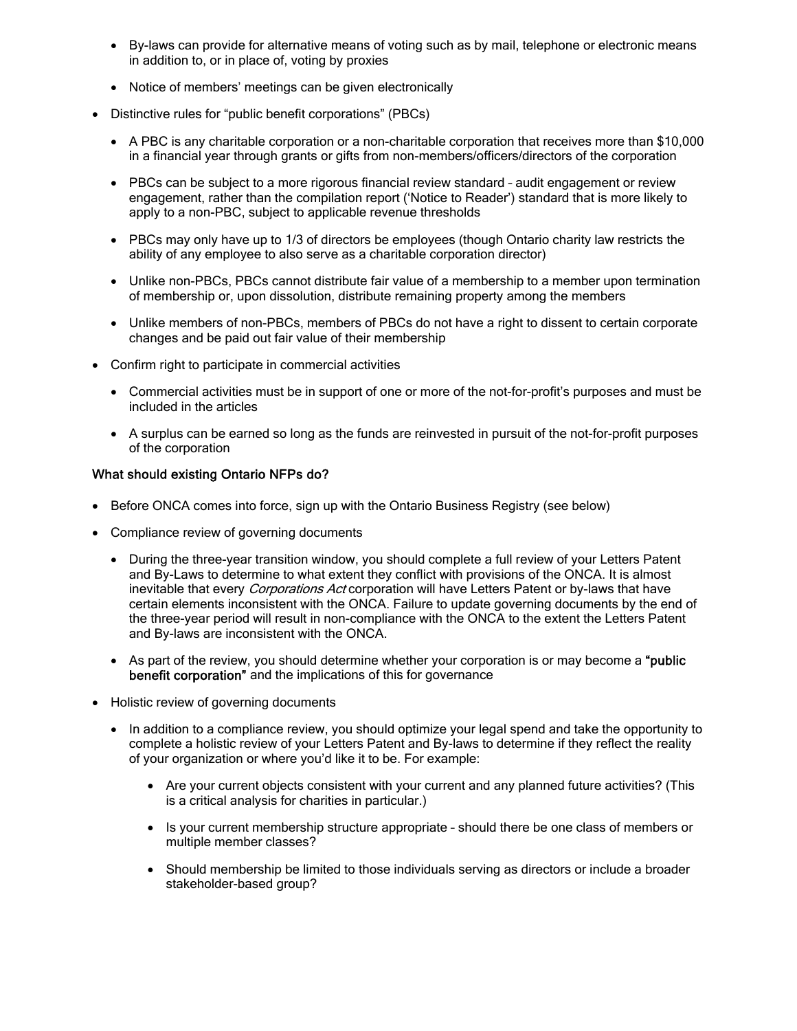- By-laws can provide for alternative means of voting such as by mail, telephone or electronic means in addition to, or in place of, voting by proxies
- Notice of members' meetings can be given electronically

- Distinctive rules for "public benefit corporations" (PBCs)
  - A PBC is any charitable corporation or a non-charitable corporation that receives more than $10,000 in a financial year through grants or gifts from non-members/officers/directors of the corporation
  - PBCs can be subject to a more rigorous financial review standard – audit engagement or review engagement, rather than the compilation report ('Notice to Reader') standard that is more likely to apply to a non-PBC, subject to applicable revenue thresholds
  - PBCs may only have up to 1/3 of directors be employees (though Ontario charity law restricts the ability of any employee to also serve as a charitable corporation director)
  - Unlike non-PBCs, PBCs cannot distribute fair value of a membership to a member upon termination of membership or, upon dissolution, distribute remaining property among the members
  - Unlike members of non-PBCs, members of PBCs do not have a right to dissent to certain corporate changes and be paid out fair value of their membership
- Confirm right to participate in commercial activities
  - Commercial activities must be in support of one or more of the not-for-profit's purposes and must be included in the articles
  - A surplus can be earned so long as the funds are reinvested in pursuit of the not-for-profit purposes of the corporation

**What should existing Ontario NFPs do?**

- Before ONCA comes into force, sign up with the Ontario Business Registry (see below)
- Compliance review of governing documents
  - During the three-year transition window, you should complete a full review of your Letters Patent and By-Laws to determine to what extent they conflict with provisions of the ONCA. It is almost inevitable that every *Corporations Act* corporation will have Letters Patent or by-laws that have certain elements inconsistent with the ONCA. Failure to update governing documents by the end of the three-year period will result in non-compliance with the ONCA to the extent the Letters Patent and By-laws are inconsistent with the ONCA.
  - As part of the review, you should determine whether your corporation is or may become a **"public benefit corporation"** and the implications of this for governance
- Holistic review of governing documents
  - In addition to a compliance review, you should optimize your legal spend and take the opportunity to complete a holistic review of your Letters Patent and By-laws to determine if they reflect the reality of your organization or where you'd like it to be. For example:
    - Are your current objects consistent with your current and any planned future activities? (This is a critical analysis for charities in particular.)
    - Is your current membership structure appropriate – should there be one class of members or multiple member classes?
    - Should membership be limited to those individuals serving as directors or include a broader stakeholder-based group?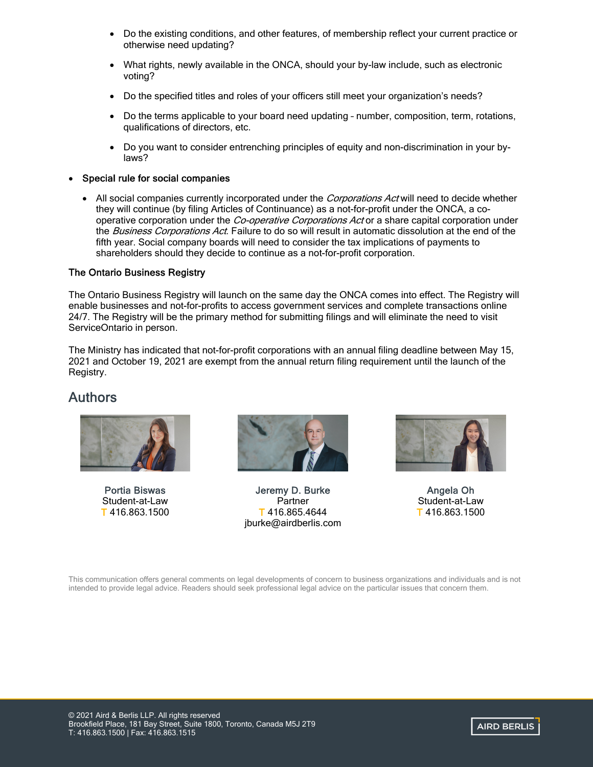- Do the existing conditions, and other features, of membership reflect your current practice or otherwise need updating?
- What rights, newly available in the ONCA, should your by-law include, such as electronic voting?
- Do the specified titles and roles of your officers still meet your organization's needs?
- Do the terms applicable to your board need updating – number, composition, term, rotations, qualifications of directors, etc.
- Do you want to consider entrenching principles of equity and non-discrimination in your by-laws?

- **Special rule for social companies**
  - All social companies currently incorporated under the *Corporations Act* will need to decide whether they will continue (by filing Articles of Continuance) as a not-for-profit under the ONCA, a co-operative corporation under the *Co-operative Corporations Act* or a share capital corporation under the *Business Corporations Act*. Failure to do so will result in automatic dissolution at the end of the fifth year. Social company boards will need to consider the tax implications of payments to shareholders should they decide to continue as a not-for-profit corporation.

**The Ontario Business Registry**

The Ontario Business Registry will launch on the same day the ONCA comes into effect. The Registry will enable businesses and not-for-profits to access government services and complete transactions online 24/7. The Registry will be the primary method for submitting filings and will eliminate the need to visit ServiceOntario in person.

The Ministry has indicated that not-for-profit corporations with an annual filing deadline between May 15, 2021 and October 19, 2021 are exempt from the annual return filing requirement until the launch of the Registry.

## Authors

Portia Biswas
Student-at-Law
T 416.863.1500

Jeremy D. Burke
Partner
T 416.865.4644
jburke@airdberlis.com

Angela Oh
Student-at-Law
T 416.863.1500

This communication offers general comments on legal developments of concern to business organizations and individuals and is not intended to provide legal advice. Readers should seek professional legal advice on the particular issues that concern them.

© 2021 Aird & Berlis LLP. All rights reserved
Brookfield Place, 181 Bay Street, Suite 1800, Toronto, Canada M5J 2T9
T: 416.863.1500 | Fax: 416.863.1515

AIRD BERLIS